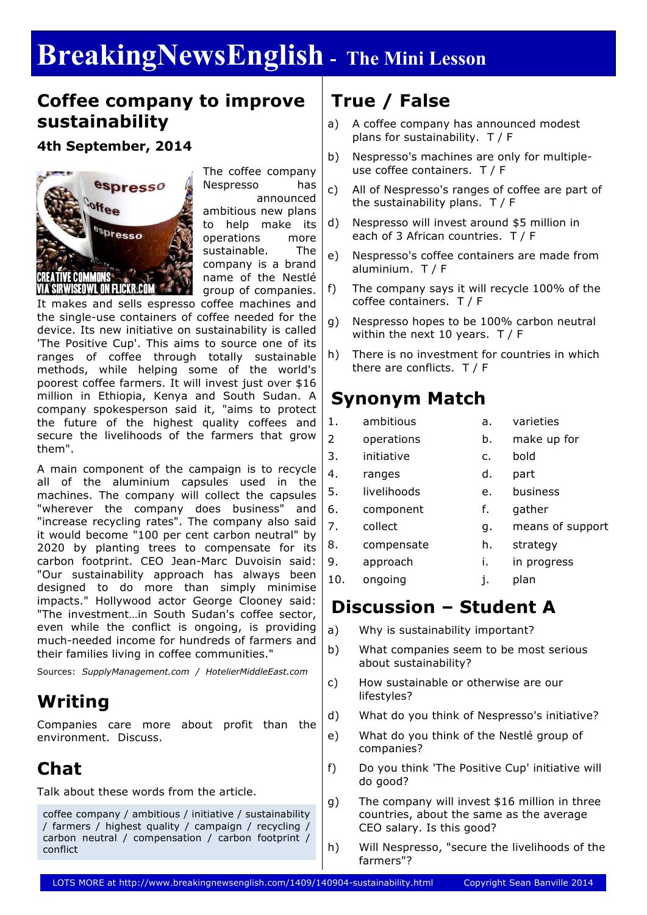# BreakingNewsEnglish - The Mini Lesson

## Coffee company to improve sustainability

### 4th September, 2014

CREATIVE COMMONS VIA SIRWISEOWL ON FLICKR.COM

The coffee company Nespresso has announced ambitious new plans to help make its operations more sustainable. The company is a brand name of the Nestlé group of companies. It makes and sells espresso coffee machines and the single-use containers of coffee needed for the device. Its new initiative on sustainability is called 'The Positive Cup'. This aims to source one of its ranges of coffee through totally sustainable methods, while helping some of the world's poorest coffee farmers. It will invest just over $16 million in Ethiopia, Kenya and South Sudan. A company spokesperson said it, "aims to protect the future of the highest quality coffees and secure the livelihoods of the farmers that grow them".

A main component of the campaign is to recycle all of the aluminium capsules used in the machines. The company will collect the capsules "wherever the company does business" and "increase recycling rates". The company also said it would become "100 per cent carbon neutral" by 2020 by planting trees to compensate for its carbon footprint. CEO Jean-Marc Duvoisin said: "Our sustainability approach has always been designed to do more than simply minimise impacts." Hollywood actor George Clooney said: "The investment…in South Sudan's coffee sector, even while the conflict is ongoing, is providing much-needed income for hundreds of farmers and their families living in coffee communities."

Sources: *SupplyManagement.com* / *HotelierMiddleEast.com*

## Writing

Companies care more about profit than the environment. Discuss.

## Chat

Talk about these words from the article.

coffee company / ambitious / initiative / sustainability / farmers / highest quality / campaign / recycling / carbon neutral / compensation / carbon footprint / conflict

## True / False

a) A coffee company has announced modest plans for sustainability. T / F

b) Nespresso's machines are only for multiple-use coffee containers. T / F

c) All of Nespresso's ranges of coffee are part of the sustainability plans. T / F

d) Nespresso will invest around $5 million in each of 3 African countries. T / F

e) Nespresso's coffee containers are made from aluminium. T / F

f) The company says it will recycle 100% of the coffee containers. T / F

g) Nespresso hopes to be 100% carbon neutral within the next 10 years. T / F

h) There is no investment for countries in which there are conflicts. T / F

## Synonym Match

| | | | |
|---|---|---|---|
| 1. | ambitious | a. | varieties |
| 2 | operations | b. | make up for |
| 3. | initiative | c. | bold |
| 4. | ranges | d. | part |
| 5. | livelihoods | e. | business |
| 6. | component | f. | gather |
| 7. | collect | g. | means of support |
| 8. | compensate | h. | strategy |
| 9. | approach | i. | in progress |
| 10. | ongoing | j. | plan |

## Discussion – Student A

a) Why is sustainability important?

b) What companies seem to be most serious about sustainability?

c) How sustainable or otherwise are our lifestyles?

d) What do you think of Nespresso's initiative?

e) What do you think of the Nestlé group of companies?

f) Do you think 'The Positive Cup' initiative will do good?

g) The company will invest $16 million in three countries, about the same as the average CEO salary. Is this good?

h) Will Nespresso, "secure the livelihoods of the farmers"?

LOTS MORE at http://www.breakingnewsenglish.com/1409/140904-sustainability.html Copyright Sean Banville 2014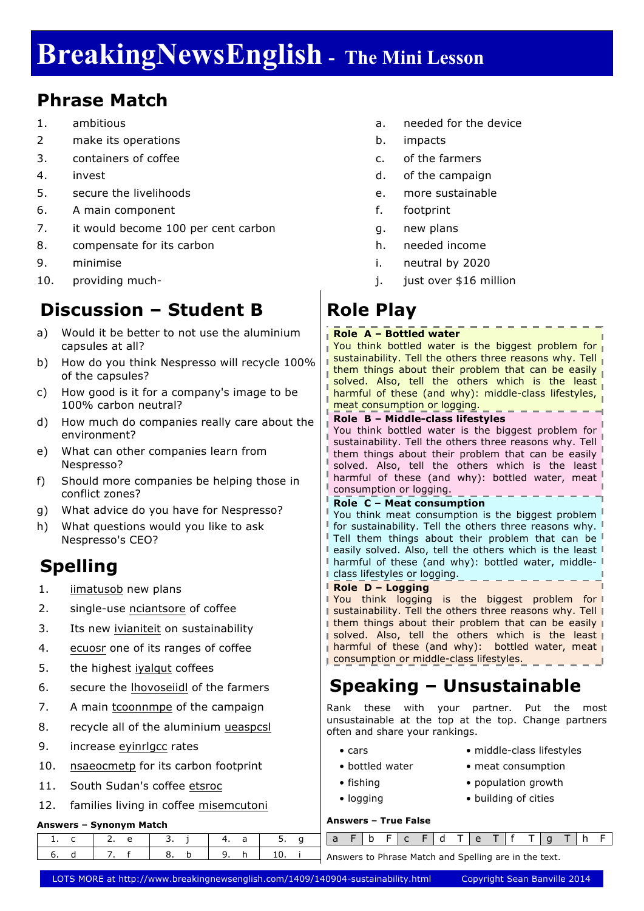# BreakingNewsEnglish - The Mini Lesson

## Phrase Match

1. ambitious
2 make its operations
3. containers of coffee
4. invest
5. secure the livelihoods
6. A main component
7. it would become 100 per cent carbon
8. compensate for its carbon
9. minimise
10. providing much-

a. needed for the device
b. impacts
c. of the farmers
d. of the campaign
e. more sustainable
f. footprint
g. new plans
h. needed income
i. neutral by 2020
j. just over $16 million

## Discussion – Student B

a) Would it be better to not use the aluminium capsules at all?
b) How do you think Nespresso will recycle 100% of the capsules?
c) How good is it for a company's image to be 100% carbon neutral?
d) How much do companies really care about the environment?
e) What can other companies learn from Nespresso?
f) Should more companies be helping those in conflict zones?
g) What advice do you have for Nespresso?
h) What questions would you like to ask Nespresso's CEO?

## Spelling

1. iimatusob new plans
2. single-use nciantsore of coffee
3. Its new ivianiteit on sustainability
4. ecuosr one of its ranges of coffee
5. the highest iyalqut coffees
6. secure the lhovoseiidl of the farmers
7. A main tcoonnmpe of the campaign
8. recycle all of the aluminium ueaspcsl
9. increase eyinrlgcc rates
10. nsaeocmetp for its carbon footprint
11. South Sudan's coffee etsroc
12. families living in coffee misemcutoni

**Answers – Synonym Match**

| | | | | |
|---|---|---|---|---|
| 1. c | 2. e | 3. j | 4. a | 5. g |
| 6. d | 7. f | 8. b | 9. h | 10. i |

## Role Play

**Role A – Bottled water**
You think bottled water is the biggest problem for sustainability. Tell the others three reasons why. Tell them things about their problem that can be easily solved. Also, tell the others which is the least harmful of these (and why): middle-class lifestyles, meat consumption or logging.

**Role B – Middle-class lifestyles**
You think bottled water is the biggest problem for sustainability. Tell the others three reasons why. Tell them things about their problem that can be easily solved. Also, tell the others which is the least harmful of these (and why): bottled water, meat consumption or logging.

**Role C – Meat consumption**
You think meat consumption is the biggest problem for sustainability. Tell the others three reasons why. Tell them things about their problem that can be easily solved. Also, tell the others which is the least harmful of these (and why): bottled water, middle-class lifestyles or logging.

**Role D – Logging**
You think logging is the biggest problem for sustainability. Tell the others three reasons why. Tell them things about their problem that can be easily solved. Also, tell the others which is the least harmful of these (and why): bottled water, meat consumption or middle-class lifestyles.

## Speaking – Unsustainable

Rank these with your partner. Put the most unsustainable at the top at the top. Change partners often and share your rankings.

- cars
- bottled water
- fishing
- logging
- middle-class lifestyles
- meat consumption
- population growth
- building of cities

**Answers – True False**

| | | | | | | | | | | | | | | | |
|---|---|---|---|---|---|---|---|---|---|---|---|---|---|---|---|
| a | F | b | F | c | F | d | T | e | T | f | T | g | T | h | F |

Answers to Phrase Match and Spelling are in the text.

LOTS MORE at http://www.breakingnewsenglish.com/1409/140904-sustainability.html Copyright Sean Banville 2014